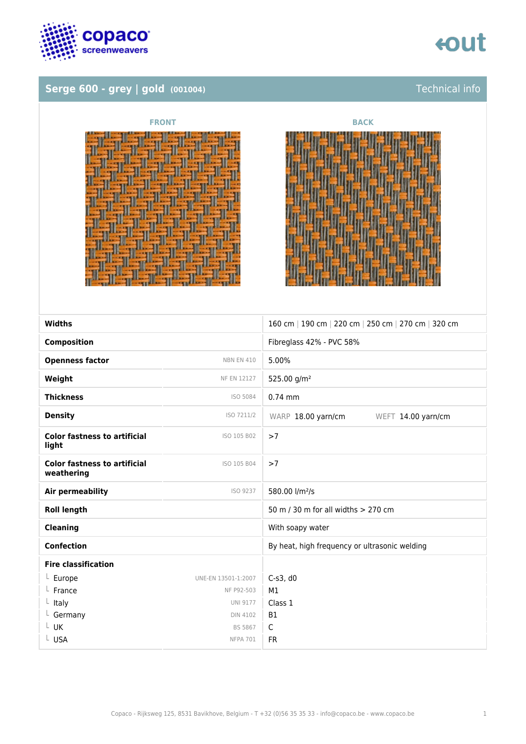## Serge 600 - grey | gold (001004)

Technical info

FRONT

BACK

| | | |
|---|---|---|
| **Widths** | | 160 cm \| 190 cm \| 220 cm \| 250 cm \| 270 cm \| 320 cm |
| **Composition** | | Fibreglass 42% - PVC 58% |
| **Openness factor** | NBN EN 410 | 5.00% |
| **Weight** | NF EN 12127 | 525.00 g/m² |
| **Thickness** | ISO 5084 | 0.74 mm |
| **Density** | ISO 7211/2 | WARP 18.00 yarn/cm WEFT 14.00 yarn/cm |
| **Color fastness to artificial light** | ISO 105 B02 | >7 |
| **Color fastness to artificial weathering** | ISO 105 B04 | >7 |
| **Air permeability** | ISO 9237 | 580.00 l/m²/s |
| **Roll length** | | 50 m / 30 m for all widths > 270 cm |
| **Cleaning** | | With soapy water |
| **Confection** | | By heat, high frequency or ultrasonic welding |
| **Fire classification** | | |
| └ Europe | UNE-EN 13501-1:2007 | C-s3, d0 |
| └ France | NF P92-503 | M1 |
| └ Italy | UNI 9177 | Class 1 |
| └ Germany | DIN 4102 | B1 |
| └ UK | BS 5867 | C |
| └ USA | NFPA 701 | FR |

Copaco - Rijksweg 125, 8531 Bavikhove, Belgium - T +32 (0)56 35 35 33 - info@copaco.be - www.copaco.be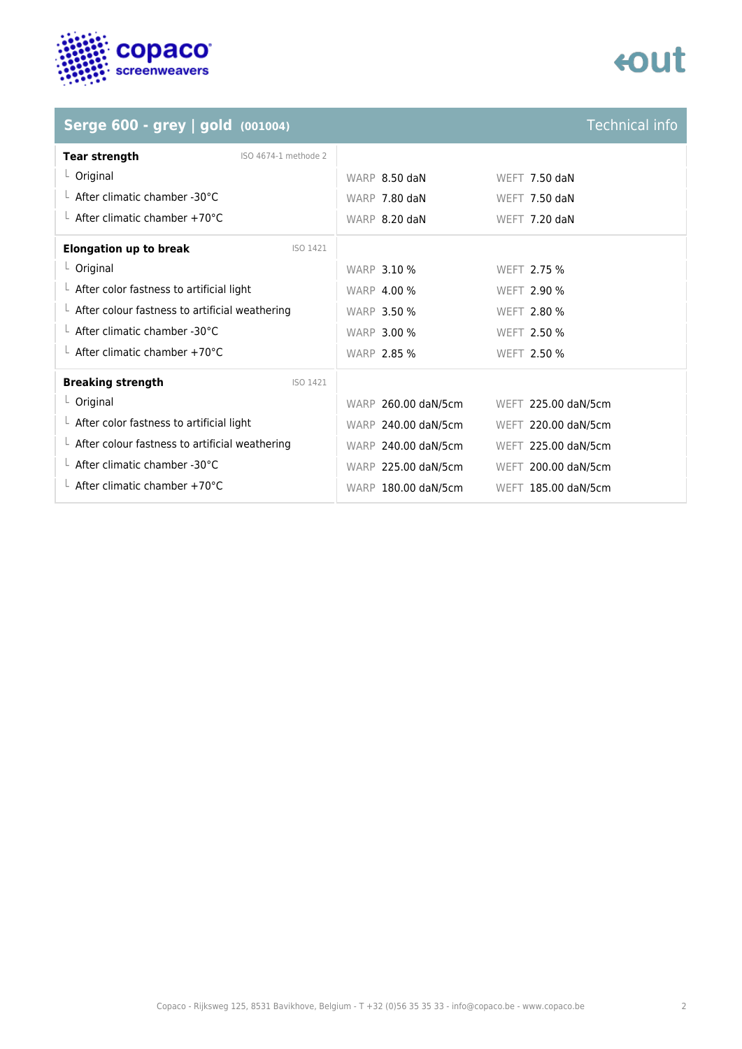## Serge 600 - grey | gold (001004)

Technical info

| Tear strength (ISO 4674-1 methode 2) | WARP | WEFT |
|---|---|---|
| Original | 8.50 daN | 7.50 daN |
| After climatic chamber -30°C | 7.80 daN | 7.50 daN |
| After climatic chamber +70°C | 8.20 daN | 7.20 daN |

| Elongation up to break (ISO 1421) | WARP | WEFT |
|---|---|---|
| Original | 3.10 % | 2.75 % |
| After color fastness to artificial light | 4.00 % | 2.90 % |
| After colour fastness to artificial weathering | 3.50 % | 2.80 % |
| After climatic chamber -30°C | 3.00 % | 2.50 % |
| After climatic chamber +70°C | 2.85 % | 2.50 % |

| Breaking strength (ISO 1421) | WARP | WEFT |
|---|---|---|
| Original | 260.00 daN/5cm | 225.00 daN/5cm |
| After color fastness to artificial light | 240.00 daN/5cm | 220.00 daN/5cm |
| After colour fastness to artificial weathering | 240.00 daN/5cm | 225.00 daN/5cm |
| After climatic chamber -30°C | 225.00 daN/5cm | 200.00 daN/5cm |
| After climatic chamber +70°C | 180.00 daN/5cm | 185.00 daN/5cm |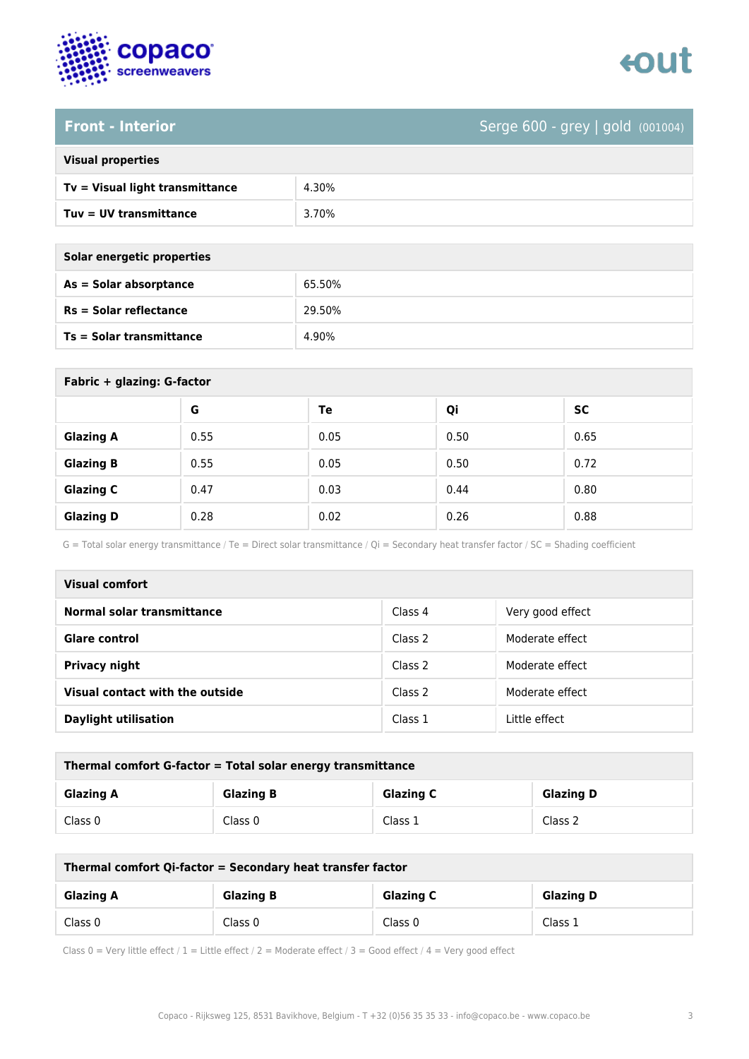## Front - Interior

Serge 600 - grey | gold (001004)

| Visual properties | |
|---|---|
| **Tv = Visual light transmittance** | 4.30% |
| **Tuv = UV transmittance** | 3.70% |

| Solar energetic properties | |
|---|---|
| **As = Solar absorptance** | 65.50% |
| **Rs = Solar reflectance** | 29.50% |
| **Ts = Solar transmittance** | 4.90% |

**Fabric + glazing: G-factor**

| | G | Te | Qi | SC |
|---|---|---|---|---|
| **Glazing A** | 0.55 | 0.05 | 0.50 | 0.65 |
| **Glazing B** | 0.55 | 0.05 | 0.50 | 0.72 |
| **Glazing C** | 0.47 | 0.03 | 0.44 | 0.80 |
| **Glazing D** | 0.28 | 0.02 | 0.26 | 0.88 |

G = Total solar energy transmittance / Te = Direct solar transmittance / Qi = Secondary heat transfer factor / SC = Shading coefficient

| Visual comfort | | |
|---|---|---|
| **Normal solar transmittance** | Class 4 | Very good effect |
| **Glare control** | Class 2 | Moderate effect |
| **Privacy night** | Class 2 | Moderate effect |
| **Visual contact with the outside** | Class 2 | Moderate effect |
| **Daylight utilisation** | Class 1 | Little effect |

**Thermal comfort G-factor = Total solar energy transmittance**

| Glazing A | Glazing B | Glazing C | Glazing D |
|---|---|---|---|
| Class 0 | Class 0 | Class 1 | Class 2 |

**Thermal comfort Qi-factor = Secondary heat transfer factor**

| Glazing A | Glazing B | Glazing C | Glazing D |
|---|---|---|---|
| Class 0 | Class 0 | Class 0 | Class 1 |

Class 0 = Very little effect / 1 = Little effect / 2 = Moderate effect / 3 = Good effect / 4 = Very good effect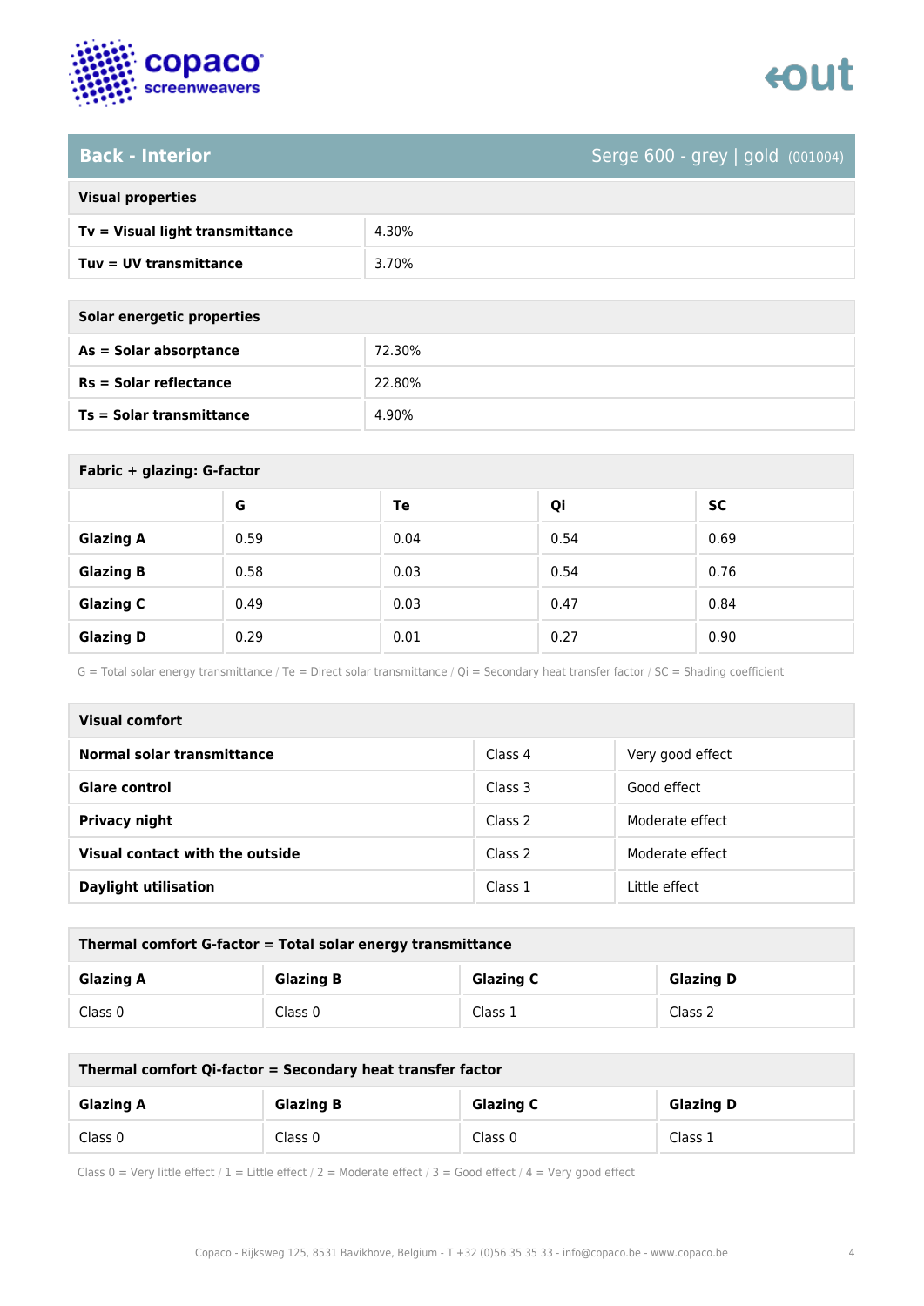## Back - Interior

Serge 600 - grey | gold (001004)

| Visual properties | |
|---|---|
| **Tv = Visual light transmittance** | 4.30% |
| **Tuv = UV transmittance** | 3.70% |

| Solar energetic properties | |
|---|---|
| **As = Solar absorptance** | 72.30% |
| **Rs = Solar reflectance** | 22.80% |
| **Ts = Solar transmittance** | 4.90% |

**Fabric + glazing: G-factor**

| | G | Te | Qi | SC |
|---|---|---|---|---|
| **Glazing A** | 0.59 | 0.04 | 0.54 | 0.69 |
| **Glazing B** | 0.58 | 0.03 | 0.54 | 0.76 |
| **Glazing C** | 0.49 | 0.03 | 0.47 | 0.84 |
| **Glazing D** | 0.29 | 0.01 | 0.27 | 0.90 |

G = Total solar energy transmittance / Te = Direct solar transmittance / Qi = Secondary heat transfer factor / SC = Shading coefficient

| Visual comfort | | |
|---|---|---|
| **Normal solar transmittance** | Class 4 | Very good effect |
| **Glare control** | Class 3 | Good effect |
| **Privacy night** | Class 2 | Moderate effect |
| **Visual contact with the outside** | Class 2 | Moderate effect |
| **Daylight utilisation** | Class 1 | Little effect |

**Thermal comfort G-factor = Total solar energy transmittance**

| Glazing A | Glazing B | Glazing C | Glazing D |
|---|---|---|---|
| Class 0 | Class 0 | Class 1 | Class 2 |

**Thermal comfort Qi-factor = Secondary heat transfer factor**

| Glazing A | Glazing B | Glazing C | Glazing D |
|---|---|---|---|
| Class 0 | Class 0 | Class 0 | Class 1 |

Class 0 = Very little effect / 1 = Little effect / 2 = Moderate effect / 3 = Good effect / 4 = Very good effect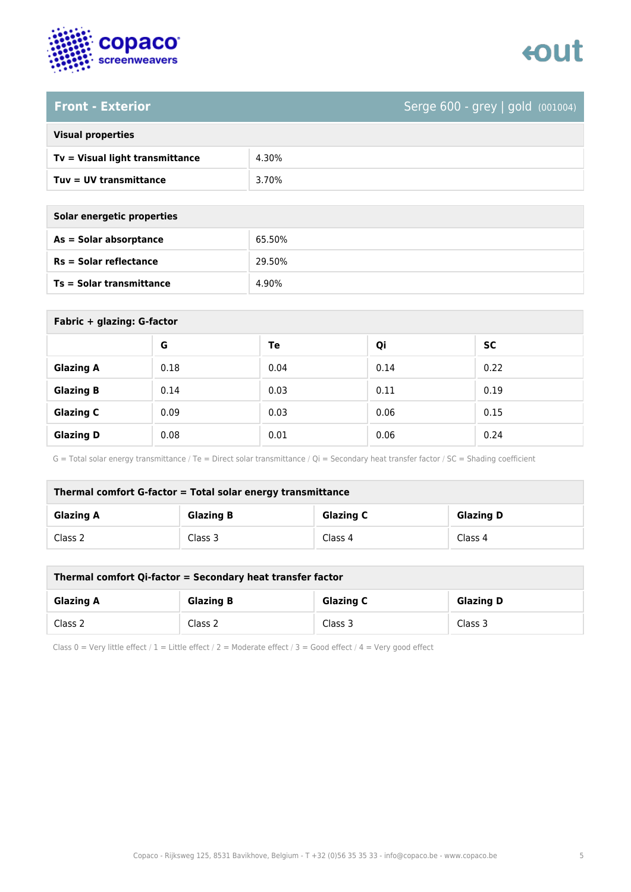## Front - Exterior

Serge 600 - grey | gold (001004)

| Visual properties | |
|---|---|
| **Tv = Visual light transmittance** | 4.30% |
| **Tuv = UV transmittance** | 3.70% |

| Solar energetic properties | |
|---|---|
| **As = Solar absorptance** | 65.50% |
| **Rs = Solar reflectance** | 29.50% |
| **Ts = Solar transmittance** | 4.90% |

**Fabric + glazing: G-factor**

| | G | Te | Qi | SC |
|---|---|---|---|---|
| **Glazing A** | 0.18 | 0.04 | 0.14 | 0.22 |
| **Glazing B** | 0.14 | 0.03 | 0.11 | 0.19 |
| **Glazing C** | 0.09 | 0.03 | 0.06 | 0.15 |
| **Glazing D** | 0.08 | 0.01 | 0.06 | 0.24 |

G = Total solar energy transmittance / Te = Direct solar transmittance / Qi = Secondary heat transfer factor / SC = Shading coefficient

**Thermal comfort G-factor = Total solar energy transmittance**

| Glazing A | Glazing B | Glazing C | Glazing D |
|---|---|---|---|
| Class 2 | Class 3 | Class 4 | Class 4 |

**Thermal comfort Qi-factor = Secondary heat transfer factor**

| Glazing A | Glazing B | Glazing C | Glazing D |
|---|---|---|---|
| Class 2 | Class 2 | Class 3 | Class 3 |

Class 0 = Very little effect / 1 = Little effect / 2 = Moderate effect / 3 = Good effect / 4 = Very good effect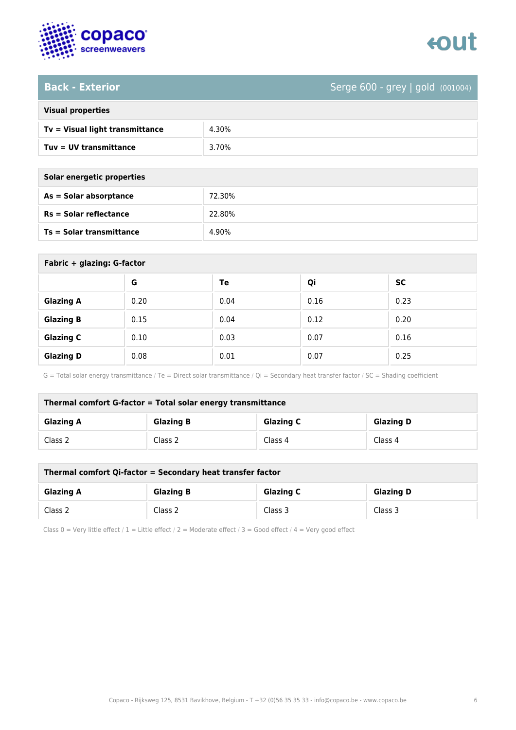## Back - Exterior

Serge 600 - grey | gold (001004)

| Visual properties | |
|---|---|
| **Tv = Visual light transmittance** | 4.30% |
| **Tuv = UV transmittance** | 3.70% |

| Solar energetic properties | |
|---|---|
| **As = Solar absorptance** | 72.30% |
| **Rs = Solar reflectance** | 22.80% |
| **Ts = Solar transmittance** | 4.90% |

**Fabric + glazing: G-factor**

| | G | Te | Qi | SC |
|---|---|---|---|---|
| **Glazing A** | 0.20 | 0.04 | 0.16 | 0.23 |
| **Glazing B** | 0.15 | 0.04 | 0.12 | 0.20 |
| **Glazing C** | 0.10 | 0.03 | 0.07 | 0.16 |
| **Glazing D** | 0.08 | 0.01 | 0.07 | 0.25 |

G = Total solar energy transmittance / Te = Direct solar transmittance / Qi = Secondary heat transfer factor / SC = Shading coefficient

**Thermal comfort G-factor = Total solar energy transmittance**

| Glazing A | Glazing B | Glazing C | Glazing D |
|---|---|---|---|
| Class 2 | Class 2 | Class 4 | Class 4 |

**Thermal comfort Qi-factor = Secondary heat transfer factor**

| Glazing A | Glazing B | Glazing C | Glazing D |
|---|---|---|---|
| Class 2 | Class 2 | Class 3 | Class 3 |

Class 0 = Very little effect / 1 = Little effect / 2 = Moderate effect / 3 = Good effect / 4 = Very good effect

Copaco - Rijksweg 125, 8531 Bavikhove, Belgium - T +32 (0)56 35 35 33 - info@copaco.be - www.copaco.be